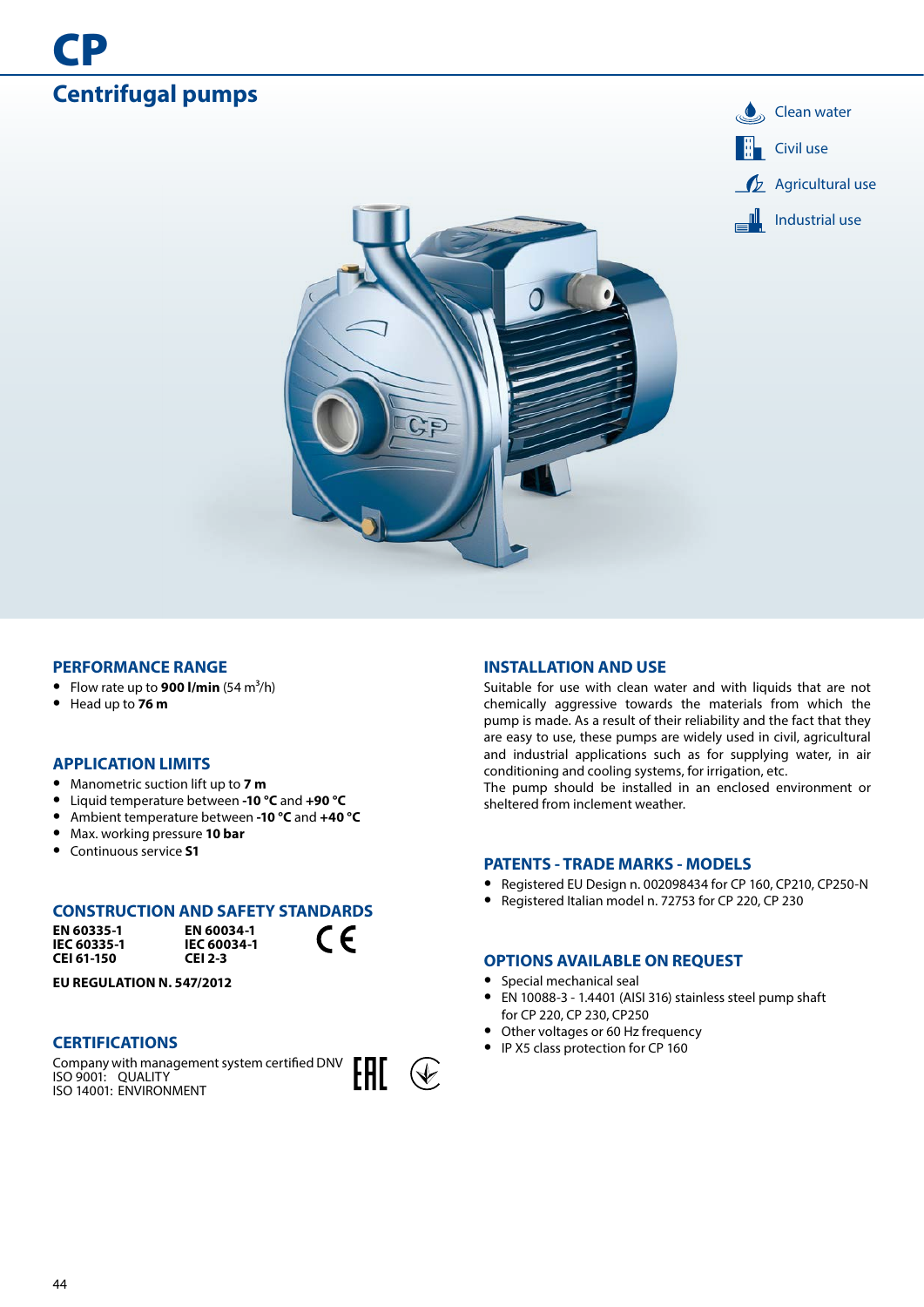# CP

## Centrifugal pumps

- Clean water
- Civil use
- Agricultural use
- Industrial use

### PERFORMANCE RANGE

- Flow rate up to **900 l/min** (54 $m^3$/h)
- Head up to **76 m**

### APPLICATION LIMITS

- Manometric suction lift up to **7 m**
- Liquid temperature between **-10 °C** and **+90 °C**
- Ambient temperature between **-10 °C** and **+40 °C**
- Max. working pressure **10 bar**
- Continuous service **S1**

### CONSTRUCTION AND SAFETY STANDARDS

| | |
|---|---|
| **EN 60335-1** | **EN 60034-1** |
| **IEC 60335-1** | **IEC 60034-1** |
| **CEI 61-150** | **CEI 2-3** |

**EU REGULATION N. 547/2012**

### CERTIFICATIONS

Company with management system certified DNV
ISO 9001: QUALITY
ISO 14001: ENVIRONMENT

### INSTALLATION AND USE

Suitable for use with clean water and with liquids that are not chemically aggressive towards the materials from which the pump is made. As a result of their reliability and the fact that they are easy to use, these pumps are widely used in civil, agricultural and industrial applications such as for supplying water, in air conditioning and cooling systems, for irrigation, etc.
The pump should be installed in an enclosed environment or sheltered from inclement weather.

### PATENTS - TRADE MARKS - MODELS

- Registered EU Design n. 002098434 for CP 160, CP210, CP250-N
- Registered Italian model n. 72753 for CP 220, CP 230

### OPTIONS AVAILABLE ON REQUEST

- Special mechanical seal
- EN 10088-3 - 1.4401 (AISI 316) stainless steel pump shaft for CP 220, CP 230, CP250
- Other voltages or 60 Hz frequency
- IP X5 class protection for CP 160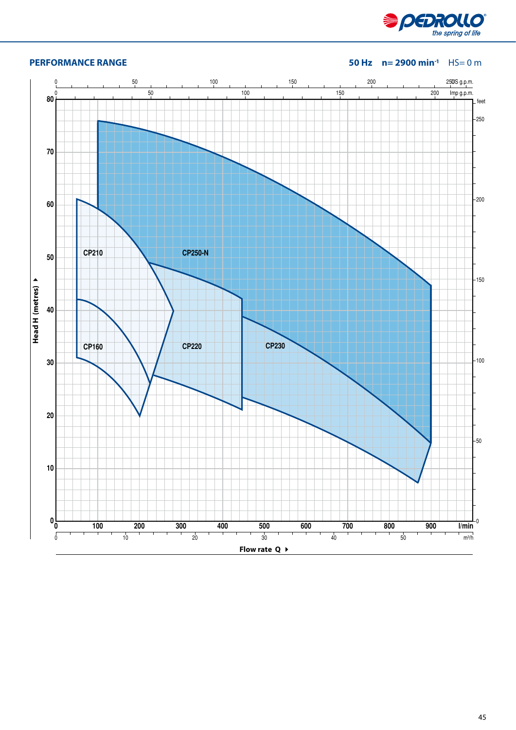## PERFORMANCE RANGE

**50 Hz** **n= 2900 min⁻¹** HS= 0 m

Head H (metres)

CP210

CP250-N

CP160

CP220

CP230

Flow rate Q

| l/min | 0 | 100 | 200 | 300 | 400 | 500 | 600 | 700 | 800 | 900 |
|---|---|---|---|---|---|---|---|---|---|---|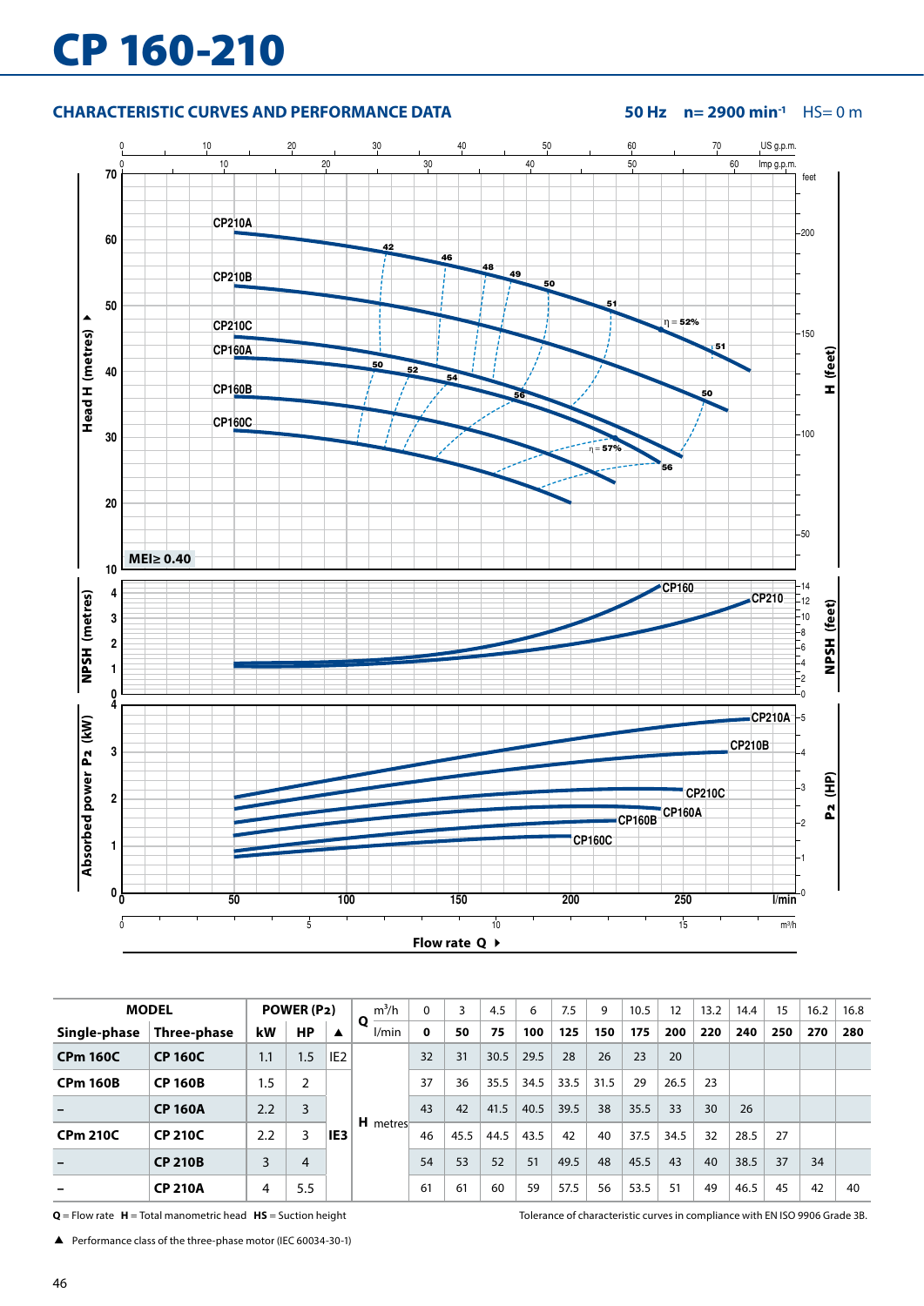# CP 160-210

## CHARACTERISTIC CURVES AND PERFORMANCE DATA

**50 Hz** **n= 2900 min⁻¹** HS= 0 m

| MODEL | | POWER (P2) | | | Q | m³/h | 0 | 3 | 4.5 | 6 | 7.5 | 9 | 10.5 | 12 | 13.2 | 14.4 | 15 | 16.2 | 16.8 |
|---|---|---|---|---|---|---|---|---|---|---|---|---|---|---|---|---|---|---|---|
| **Single-phase** | **Three-phase** | **kW** | **HP** | **▲** | | l/min | **0** | **50** | **75** | **100** | **125** | **150** | **175** | **200** | **220** | **240** | **250** | **270** | **280** |
| **CPm 160C** | **CP 160C** | 1.1 | 1.5 | IE2 | **H** metres | | 32 | 31 | 30.5 | 29.5 | 28 | 26 | 23 | 20 | | | | | |
| **CPm 160B** | **CP 160B** | 1.5 | 2 | | | | 37 | 36 | 35.5 | 34.5 | 33.5 | 31.5 | 29 | 26.5 | 23 | | | | |
| – | **CP 160A** | 2.2 | 3 | **IE3** | | | 43 | 42 | 41.5 | 40.5 | 39.5 | 38 | 35.5 | 33 | 30 | 26 | | | |
| **CPm 210C** | **CP 210C** | 2.2 | 3 | | | | 46 | 45.5 | 44.5 | 43.5 | 42 | 40 | 37.5 | 34.5 | 32 | 28.5 | 27 | | |
| – | **CP 210B** | 3 | 4 | | | | 54 | 53 | 52 | 51 | 49.5 | 48 | 45.5 | 43 | 40 | 38.5 | 37 | 34 | |
| – | **CP 210A** | 4 | 5.5 | | | | 61 | 61 | 60 | 59 | 57.5 | 56 | 53.5 | 51 | 49 | 46.5 | 45 | 42 | 40 |

**Q** = Flow rate **H** = Total manometric head **HS** = Suction height

Tolerance of characteristic curves in compliance with EN ISO 9906 Grade 3B.

▲ Performance class of the three-phase motor (IEC 60034-30-1)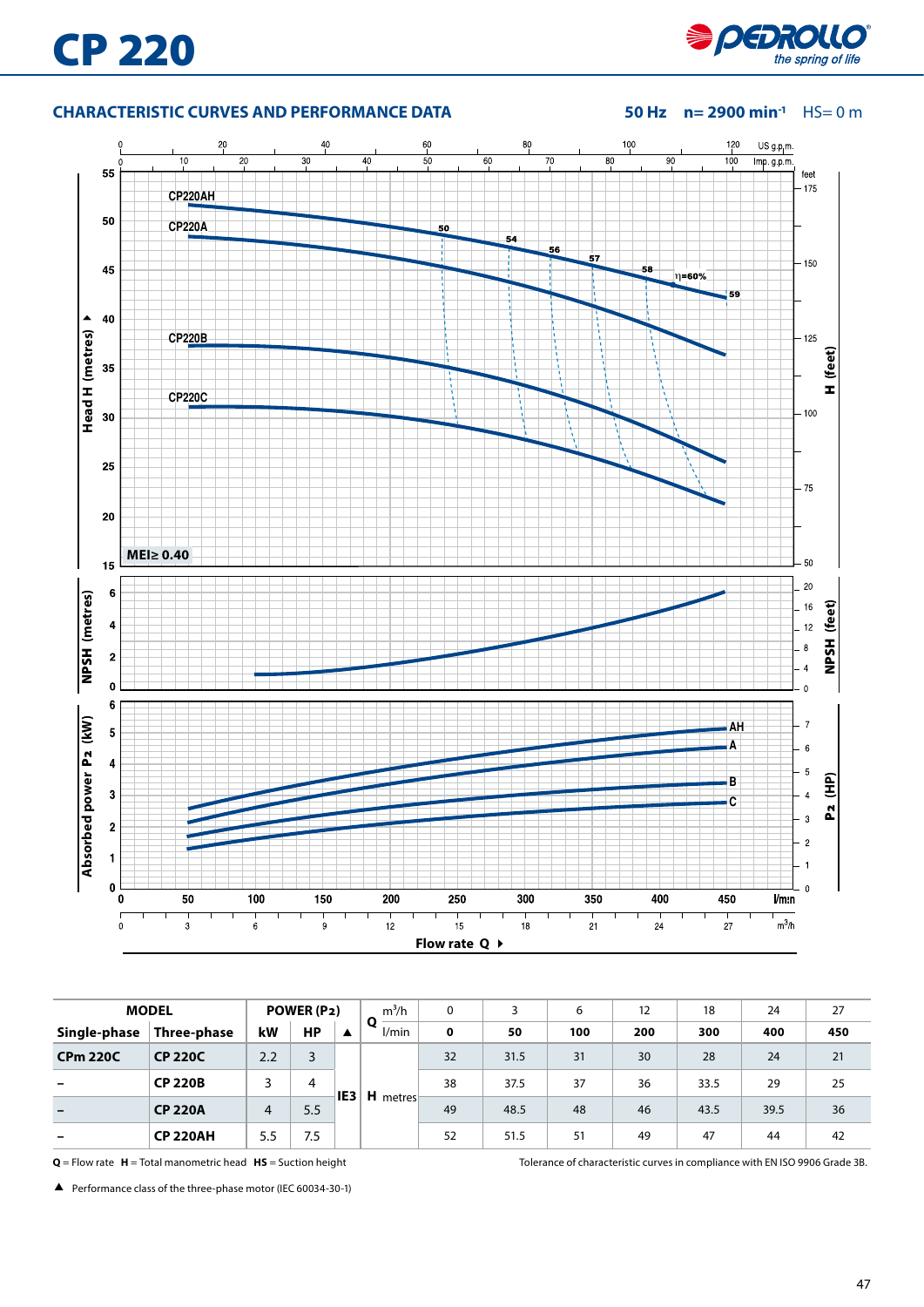# CP 220

## CHARACTERISTIC CURVES AND PERFORMANCE DATA

**50 Hz n= 2900 min⁻¹** HS= 0 m

| MODEL | | POWER (P2) | | ▲ | Q | m³/h | 0 | 3 | 6 | 12 | 18 | 24 | 27 |
|---|---|---|---|---|---|---|---|---|---|---|---|---|---|
| Single-phase | Three-phase | kW | HP | | | l/min | 0 | 50 | 100 | 200 | 300 | 400 | 450 |
| CPm 220C | CP 220C | 2.2 | 3 | IE3 | H metres | | 32 | 31.5 | 31 | 30 | 28 | 24 | 21 |
| – | CP 220B | 3 | 4 | IE3 | H metres | | 38 | 37.5 | 37 | 36 | 33.5 | 29 | 25 |
| – | CP 220A | 4 | 5.5 | IE3 | H metres | | 49 | 48.5 | 48 | 46 | 43.5 | 39.5 | 36 |
| – | CP 220AH | 5.5 | 7.5 | IE3 | H metres | | 52 | 51.5 | 51 | 49 | 47 | 44 | 42 |

**Q** = Flow rate **H** = Total manometric head **HS** = Suction height

Tolerance of characteristic curves in compliance with EN ISO 9906 Grade 3B.

▲ Performance class of the three-phase motor (IEC 60034-30-1)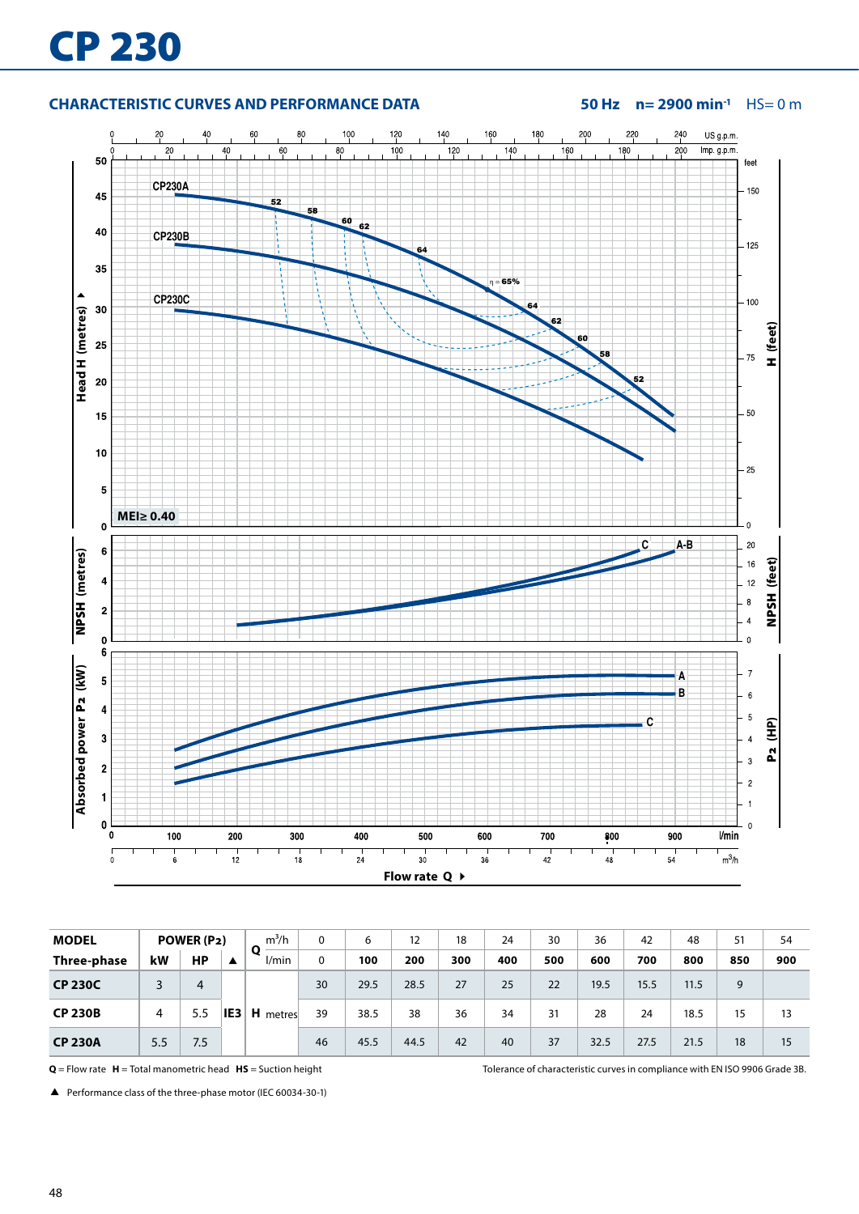# CP 230

## CHARACTERISTIC CURVES AND PERFORMANCE DATA

**50 Hz  n= 2900 min$^{-1}$**  HS= 0 m

| MODEL | POWER (P2) | | | Q | m$^3$/h | 0 | 6 | 12 | 18 | 24 | 30 | 36 | 42 | 48 | 51 | 54 |
|---|---|---|---|---|---|---|---|---|---|---|---|---|---|---|---|---|
| Three-phase | kW | HP | ▲ | | l/min | 0 | 100 | 200 | 300 | 400 | 500 | 600 | 700 | 800 | 850 | 900 |
| CP 230C | 3 | 4 | IE3 | H | metres | 30 | 29.5 | 28.5 | 27 | 25 | 22 | 19.5 | 15.5 | 11.5 | 9 | |
| CP 230B | 4 | 5.5 | | | | 39 | 38.5 | 38 | 36 | 34 | 31 | 28 | 24 | 18.5 | 15 | 13 |
| CP 230A | 5.5 | 7.5 | | | | 46 | 45.5 | 44.5 | 42 | 40 | 37 | 32.5 | 27.5 | 21.5 | 18 | 15 |

**Q** = Flow rate **H** = Total manometric head **HS** = Suction height

Tolerance of characteristic curves in compliance with EN ISO 9906 Grade 3B.

▲ Performance class of the three-phase motor (IEC 60034-30-1)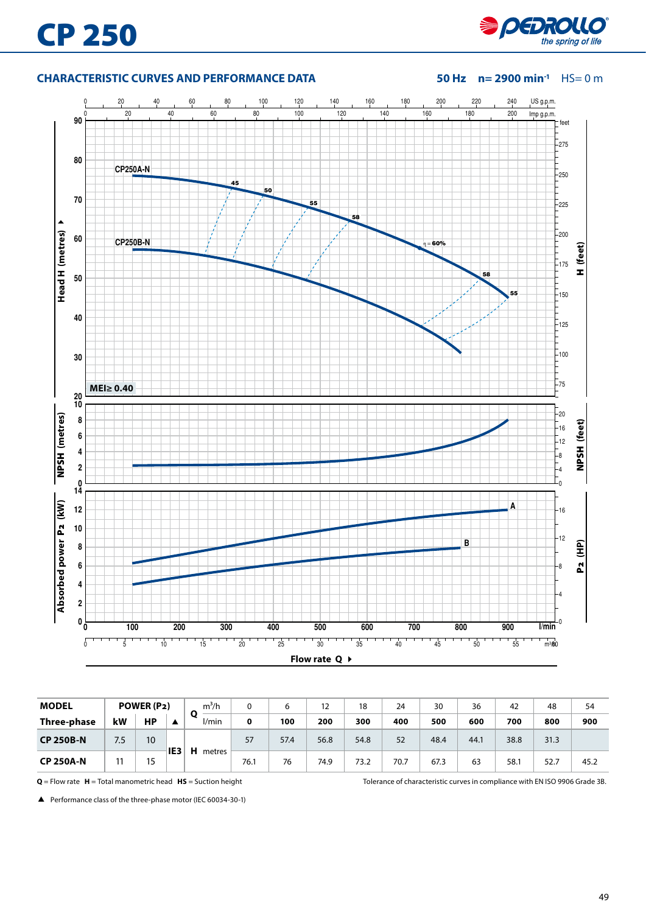# CP 250

## CHARACTERISTIC CURVES AND PERFORMANCE DATA

**50 Hz** **n= 2900 min⁻¹** HS= 0 m

| MODEL | POWER (P2) | | | Q | m³/h | 0 | 6 | 12 | 18 | 24 | 30 | 36 | 42 | 48 | 54 |
|---|---|---|---|---|---|---|---|---|---|---|---|---|---|---|---|
| Three-phase | kW | HP | ▲ | | l/min | 0 | 100 | 200 | 300 | 400 | 500 | 600 | 700 | 800 | 900 |
| CP 250B-N | 7.5 | 10 | IE3 | H | metres | 57 | 57.4 | 56.8 | 54.8 | 52 | 48.4 | 44.1 | 38.8 | 31.3 | |
| CP 250A-N | 11 | 15 | | | | 76.1 | 76 | 74.9 | 73.2 | 70.7 | 67.3 | 63 | 58.1 | 52.7 | 45.2 |

**Q** = Flow rate **H** = Total manometric head **HS** = Suction height

Tolerance of characteristic curves in compliance with EN ISO 9906 Grade 3B.

▲ Performance class of the three-phase motor (IEC 60034-30-1)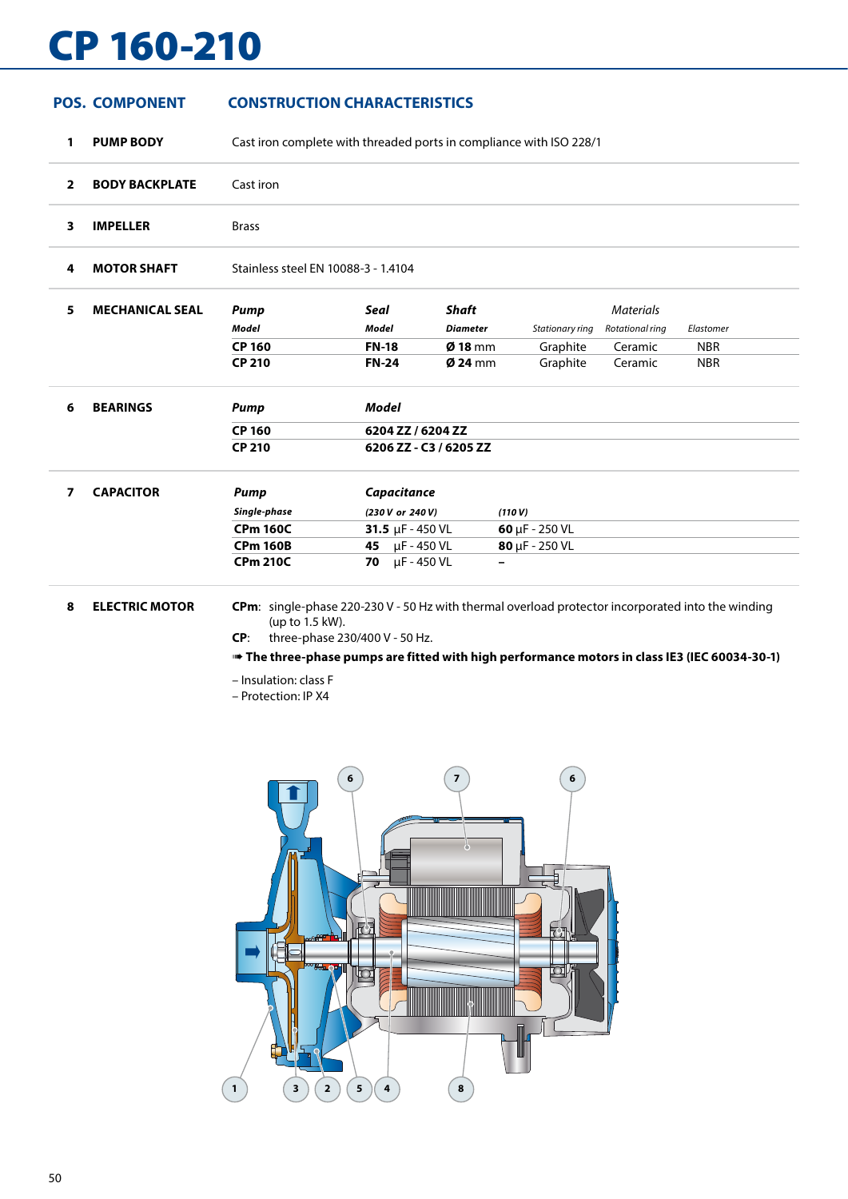# CP 160-210

| POS. | COMPONENT | CONSTRUCTION CHARACTERISTICS |
|---|---|---|
| 1 | PUMP BODY | Cast iron complete with threaded ports in compliance with ISO 228/1 |
| 2 | BODY BACKPLATE | Cast iron |
| 3 | IMPELLER | Brass |
| 4 | MOTOR SHAFT | Stainless steel EN 10088-3 - 1.4104 |

**5 MECHANICAL SEAL**

| Pump Model | Seal Model | Shaft Diameter | Materials: Stationary ring | Materials: Rotational ring | Materials: Elastomer |
|---|---|---|---|---|---|
| **CP 160** | **FN-18** | **Ø 18** mm | Graphite | Ceramic | NBR |
| **CP 210** | **FN-24** | **Ø 24** mm | Graphite | Ceramic | NBR |

**6 BEARINGS**

| Pump | Model |
|---|---|
| **CP 160** | **6204 ZZ / 6204 ZZ** |
| **CP 210** | **6206 ZZ - C3 / 6205 ZZ** |

**7 CAPACITOR**

| Pump Single-phase | Capacitance (230 V or 240 V) | (110 V) |
|---|---|---|
| **CPm 160C** | **31.5** μF - 450 VL | **60** μF - 250 VL |
| **CPm 160B** | **45** μF - 450 VL | **80** μF - 250 VL |
| **CPm 210C** | **70** μF - 450 VL | – |

**8 ELECTRIC MOTOR**

**CPm**: single-phase 220-230 V - 50 Hz with thermal overload protector incorporated into the winding (up to 1.5 kW).

**CP**: three-phase 230/400 V - 50 Hz.

➠ **The three-phase pumps are fitted with high performance motors in class IE3 (IEC 60034-30-1)**

– Insulation: class F
– Protection: IP X4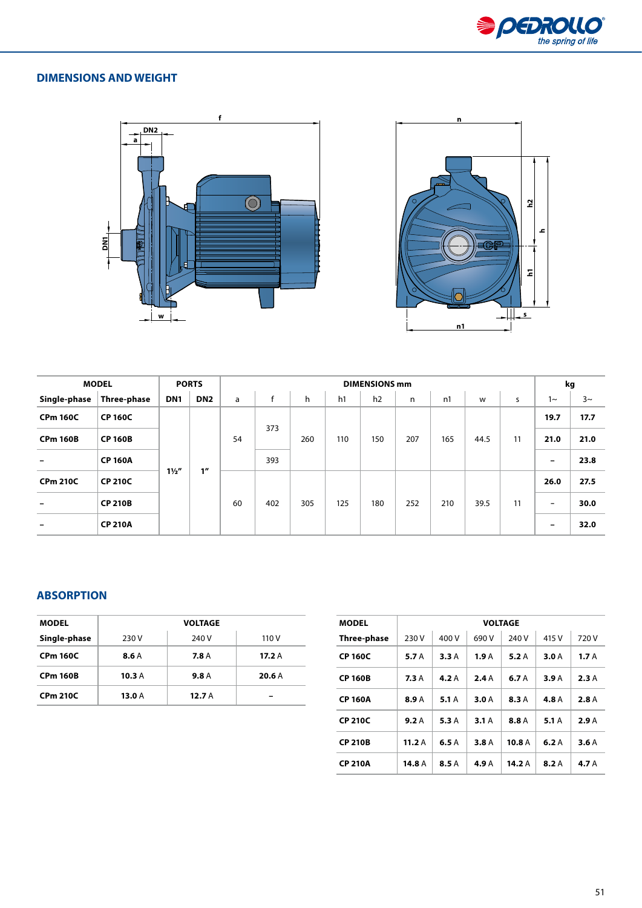## DIMENSIONS AND WEIGHT

| MODEL | | PORTS | | DIMENSIONS mm | | | | | | | | | kg | |
|---|---|---|---|---|---|---|---|---|---|---|---|---|---|---|
| Single-phase | Three-phase | DN1 | DN2 | a | f | h | h1 | h2 | n | n1 | w | s | 1~ | 3~ |
| CPm 160C | CP 160C | 1½" | 1" | 54 | 373 | 260 | 110 | 150 | 207 | 165 | 44.5 | 11 | 19.7 | 17.7 |
| CPm 160B | CP 160B | | | | | | | | | | | | 21.0 | 21.0 |
| – | CP 160A | | | | 393 | | | | | | | | – | 23.8 |
| CPm 210C | CP 210C | | | 60 | 402 | 305 | 125 | 180 | 252 | 210 | 39.5 | 11 | 26.0 | 27.5 |
| – | CP 210B | | | | | | | | | | | | – | 30.0 |
| – | CP 210A | | | | | | | | | | | | – | 32.0 |

## ABSORPTION

| MODEL | VOLTAGE | | |
|---|---|---|---|
| Single-phase | 230 V | 240 V | 110 V |
| CPm 160C | 8.6 A | 7.8 A | 17.2 A |
| CPm 160B | 10.3 A | 9.8 A | 20.6 A |
| CPm 210C | 13.0 A | 12.7 A | – |

| MODEL | VOLTAGE | | | | | |
|---|---|---|---|---|---|---|
| Three-phase | 230 V | 400 V | 690 V | 240 V | 415 V | 720 V |
| CP 160C | 5.7 A | 3.3 A | 1.9 A | 5.2 A | 3.0 A | 1.7 A |
| CP 160B | 7.3 A | 4.2 A | 2.4 A | 6.7 A | 3.9 A | 2.3 A |
| CP 160A | 8.9 A | 5.1 A | 3.0 A | 8.3 A | 4.8 A | 2.8 A |
| CP 210C | 9.2 A | 5.3 A | 3.1 A | 8.8 A | 5.1 A | 2.9 A |
| CP 210B | 11.2 A | 6.5 A | 3.8 A | 10.8 A | 6.2 A | 3.6 A |
| CP 210A | 14.8 A | 8.5 A | 4.9 A | 14.2 A | 8.2 A | 4.7 A |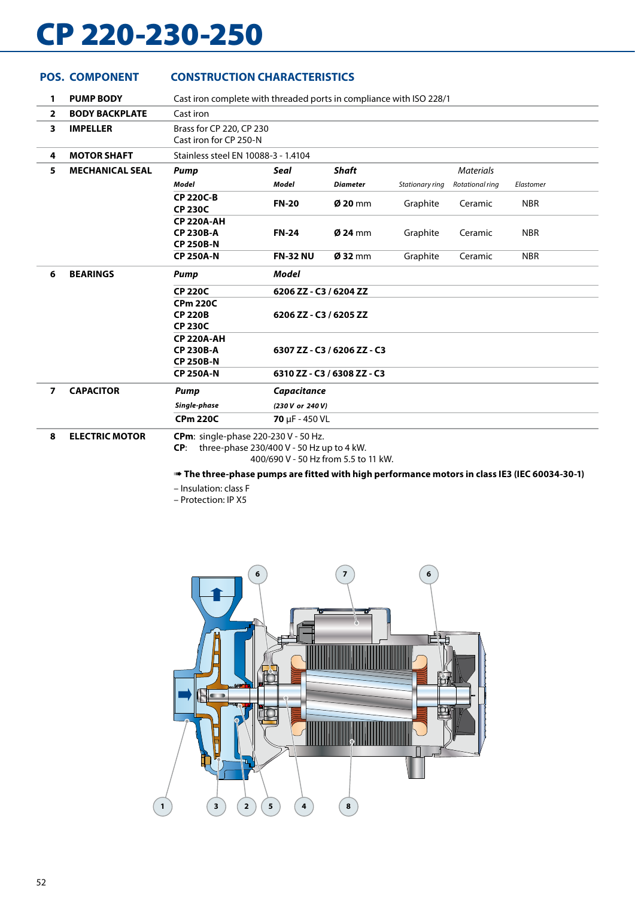# CP 220-230-250

| POS. | COMPONENT | CONSTRUCTION CHARACTERISTICS | | | | | |
|---|---|---|---|---|---|---|---|
| 1 | **PUMP BODY** | Cast iron complete with threaded ports in compliance with ISO 228/1 | | | | | |
| 2 | **BODY BACKPLATE** | Cast iron | | | | | |
| 3 | **IMPELLER** | Brass for CP 220, CP 230<br>Cast iron for CP 250-N | | | | | |
| 4 | **MOTOR SHAFT** | Stainless steel EN 10088-3 - 1.4104 | | | | | |
| 5 | **MECHANICAL SEAL** | ***Pump*** | ***Seal*** | ***Shaft*** | | *Materials* | |
| | | ***Model*** | ***Model*** | ***Diameter*** | *Stationary ring* | *Rotational ring* | *Elastomer* |
| | | **CP 220C-B**<br>**CP 230C** | **FN-20** | **Ø 20** mm | Graphite | Ceramic | NBR |
| | | **CP 220A-AH**<br>**CP 230B-A**<br>**CP 250B-N** | **FN-24** | **Ø 24** mm | Graphite | Ceramic | NBR |
| | | **CP 250A-N** | **FN-32 NU** | **Ø 32** mm | Graphite | Ceramic | NBR |
| 6 | **BEARINGS** | ***Pump*** | ***Model*** | | | | |
| | | **CP 220C** | **6206 ZZ - C3 / 6204 ZZ** | | | | |
| | | **CPm 220C**<br>**CP 220B**<br>**CP 230C** | **6206 ZZ - C3 / 6205 ZZ** | | | | |
| | | **CP 220A-AH**<br>**CP 230B-A**<br>**CP 250B-N** | **6307 ZZ - C3 / 6206 ZZ - C3** | | | | |
| | | **CP 250A-N** | **6310 ZZ - C3 / 6308 ZZ - C3** | | | | |
| 7 | **CAPACITOR** | ***Pump*** | ***Capacitance*** | | | | |
| | | ***Single-phase*** | ***(230 V or 240 V)*** | | | | |
| | | **CPm 220C** | **70** µF - 450 VL | | | | |
| 8 | **ELECTRIC MOTOR** | **CPm**: single-phase 220-230 V - 50 Hz.<br>**CP**: three-phase 230/400 V - 50 Hz up to 4 kW.<br>400/690 V - 50 Hz from 5.5 to 11 kW. | | | | | |

➠ **The three-phase pumps are fitted with high performance motors in class IE3 (IEC 60034-30-1)**

– Insulation: class F
– Protection: IP X5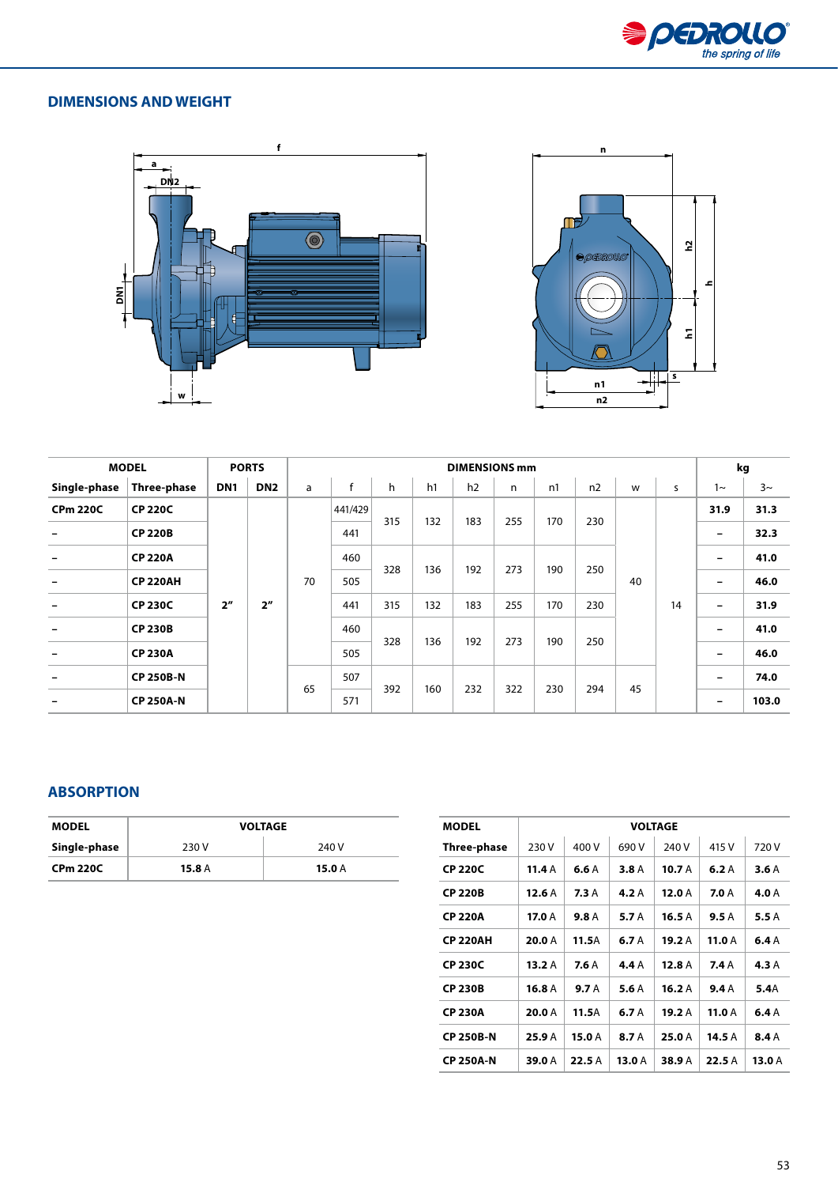## DIMENSIONS AND WEIGHT

| MODEL | | PORTS | | DIMENSIONS mm | | | | | | | | | | kg | |
|---|---|---|---|---|---|---|---|---|---|---|---|---|---|---|---|
| Single-phase | Three-phase | DN1 | DN2 | a | f | h | h1 | h2 | n | n1 | n2 | w | s | 1~ | 3~ |
| **CPm 220C** | **CP 220C** | 2" | 2" | 70 | 441/429 | 315 | 132 | 183 | 255 | 170 | 230 | 40 | 14 | **31.9** | **31.3** |
| – | **CP 220B** | | | | 441 | | | | | | | | | – | **32.3** |
| – | **CP 220A** | | | | 460 | 328 | 136 | 192 | 273 | 190 | 250 | | | – | **41.0** |
| – | **CP 220AH** | | | | 505 | | | | | | | | | – | **46.0** |
| – | **CP 230C** | | | | 441 | 315 | 132 | 183 | 255 | 170 | 230 | | | – | **31.9** |
| – | **CP 230B** | | | | 460 | 328 | 136 | 192 | 273 | 190 | 250 | | | – | **41.0** |
| – | **CP 230A** | | | | 505 | | | | | | | | | – | **46.0** |
| – | **CP 250B-N** | | | 65 | 507 | 392 | 160 | 232 | 322 | 230 | 294 | 45 | | – | **74.0** |
| – | **CP 250A-N** | | | | 571 | | | | | | | | | – | **103.0** |

## ABSORPTION

| MODEL | VOLTAGE | |
|---|---|---|
| **Single-phase** | 230 V | 240 V |
| **CPm 220C** | **15.8** A | **15.0** A |

| MODEL | VOLTAGE | | | | | |
|---|---|---|---|---|---|---|
| **Three-phase** | 230 V | 400 V | 690 V | 240 V | 415 V | 720 V |
| **CP 220C** | **11.4** A | **6.6** A | **3.8** A | **10.7** A | **6.2** A | **3.6** A |
| **CP 220B** | **12.6** A | **7.3** A | **4.2** A | **12.0** A | **7.0** A | **4.0** A |
| **CP 220A** | **17.0** A | **9.8** A | **5.7** A | **16.5** A | **9.5** A | **5.5** A |
| **CP 220AH** | **20.0** A | **11.5**A | **6.7** A | **19.2** A | **11.0** A | **6.4** A |
| **CP 230C** | **13.2** A | **7.6** A | **4.4** A | **12.8** A | **7.4** A | **4.3** A |
| **CP 230B** | **16.8** A | **9.7** A | **5.6** A | **16.2** A | **9.4** A | **5.4**A |
| **CP 230A** | **20.0** A | **11.5**A | **6.7** A | **19.2** A | **11.0** A | **6.4** A |
| **CP 250B-N** | **25.9** A | **15.0** A | **8.7** A | **25.0** A | **14.5** A | **8.4** A |
| **CP 250A-N** | **39.0** A | **22.5** A | **13.0** A | **38.9** A | **22.5** A | **13.0** A |